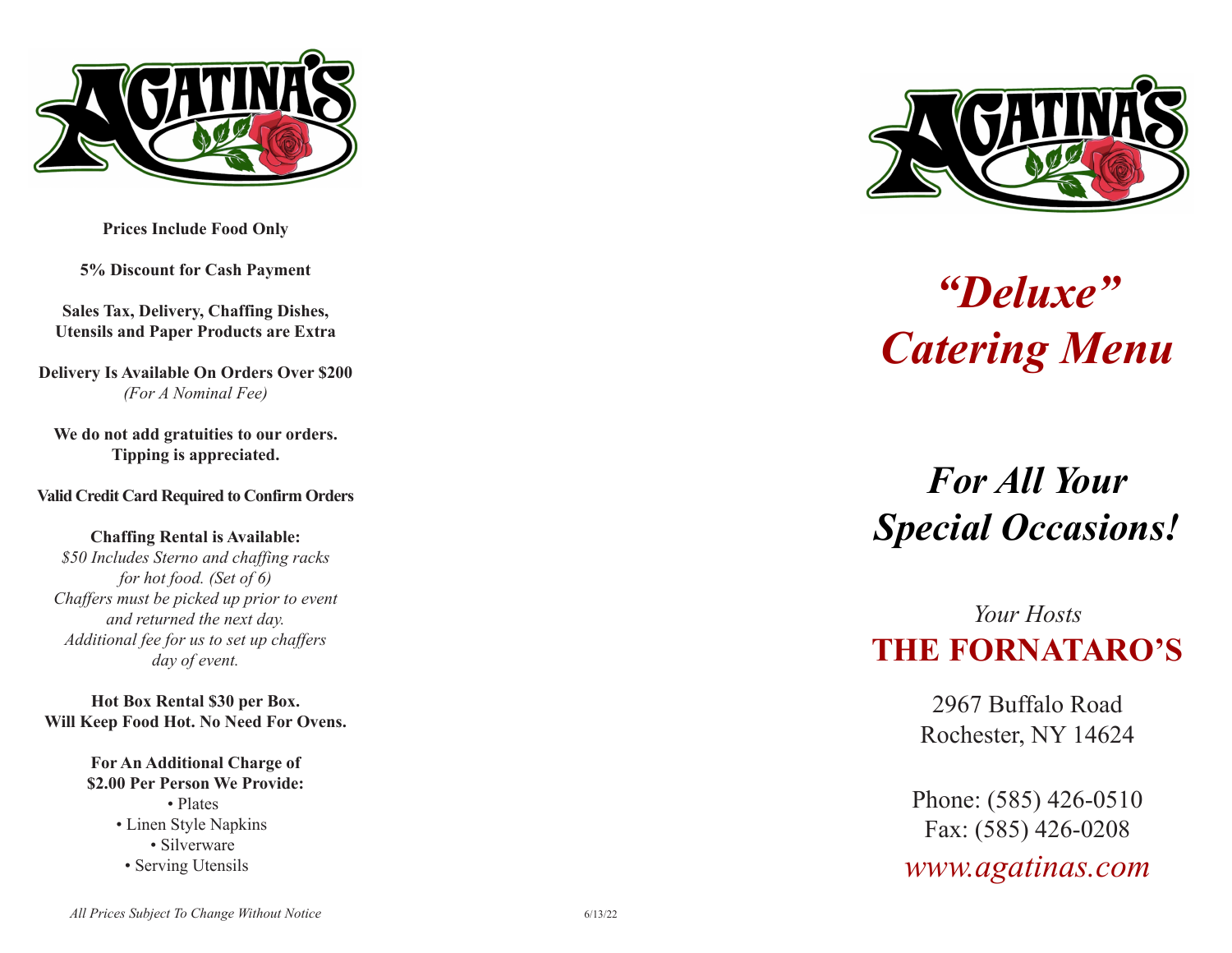**Prices Include Food Only**

**5% Discount for Cash Payment**

**Sales Tax, Delivery, Chaffing Dishes, Utensils and Paper Products are Extra**

**Delivery Is Available On Orders Over $200**
*(For A Nominal Fee)*

**We do not add gratuities to our orders. Tipping is appreciated.**

**Valid Credit Card Required to Confirm Orders**

**Chaffing Rental is Available:**
*$50 Includes Sterno and chaffing racks for hot food. (Set of 6)*
*Chaffers must be picked up prior to event and returned the next day.*
*Additional fee for us to set up chaffers day of event.*

**Hot Box Rental $30 per Box. Will Keep Food Hot. No Need For Ovens.**

**For An Additional Charge of $2.00 Per Person We Provide:**

- Plates
- Linen Style Napkins
- Silverware
- Serving Utensils

*All Prices Subject To Change Without Notice*

6/13/22

# *"Deluxe" Catering Menu*

## *For All Your Special Occasions!*

*Your Hosts*

**THE FORNATARO'S**

2967 Buffalo Road
Rochester, NY 14624

Phone: (585) 426-0510
Fax: (585) 426-0208

*www.agatinas.com*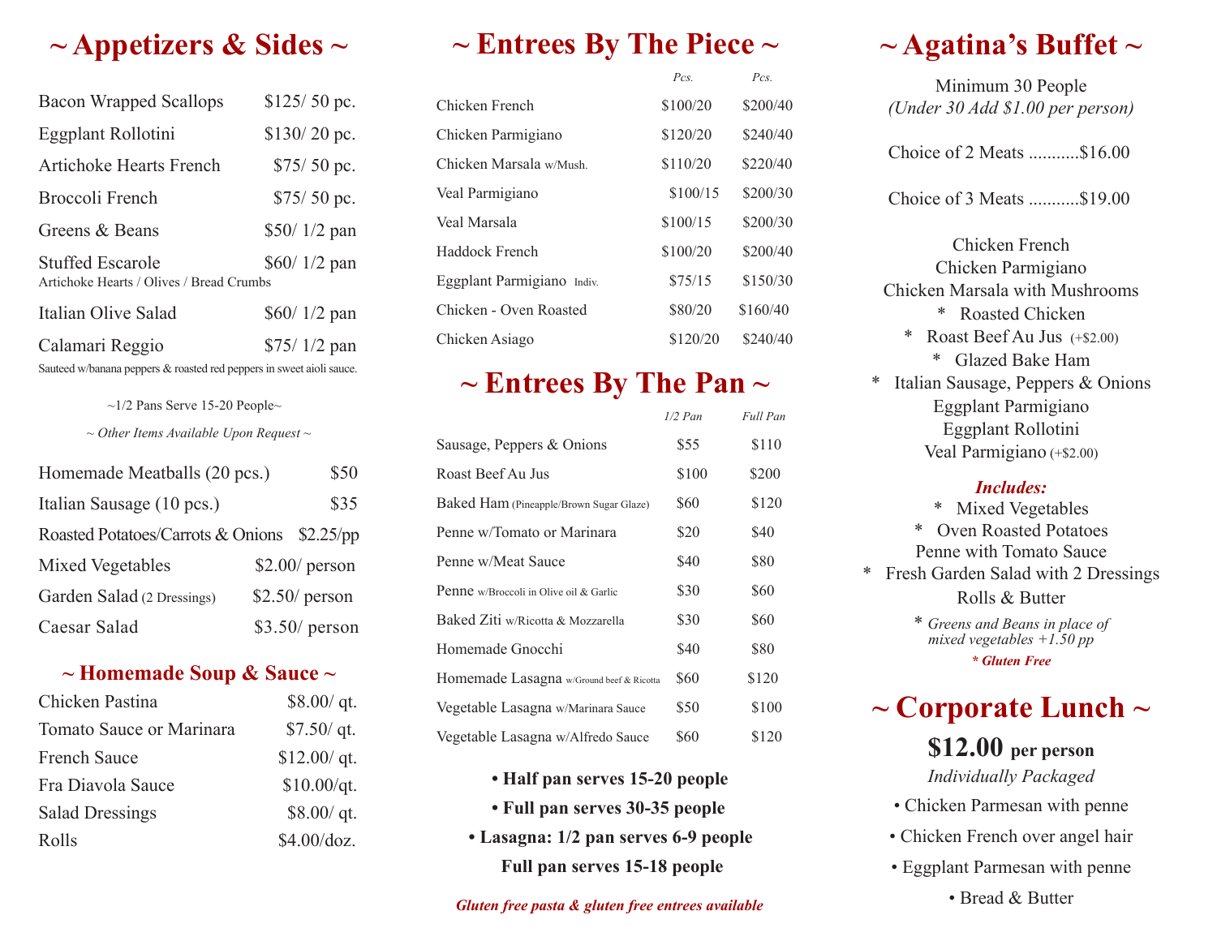# ~ Appetizers & Sides ~

| | |
|---|---|
| Bacon Wrapped Scallops | $125/ 50 pc. |
| Eggplant Rollotini | $130/ 20 pc. |
| Artichoke Hearts French | $75/ 50 pc. |
| Broccoli French | $75/ 50 pc. |
| Greens & Beans | $50/ 1/2 pan |
| Stuffed Escarole<br>Artichoke Hearts / Olives / Bread Crumbs | $60/ 1/2 pan |
| Italian Olive Salad | $60/ 1/2 pan |
| Calamari Reggio<br>Sauteed w/banana peppers & roasted red peppers in sweet aioli sauce. | $75/ 1/2 pan |

~1/2 Pans Serve 15-20 People~

*~ Other Items Available Upon Request ~*

| | |
|---|---|
| Homemade Meatballs (20 pcs.) | $50 |
| Italian Sausage (10 pcs.) | $35 |
| Roasted Potatoes/Carrots & Onions | $2.25/pp |
| Mixed Vegetables | $2.00/ person |
| Garden Salad (2 Dressings) | $2.50/ person |
| Caesar Salad | $3.50/ person |

## ~ Homemade Soup & Sauce ~

| | |
|---|---|
| Chicken Pastina | $8.00/ qt. |
| Tomato Sauce or Marinara | $7.50/ qt. |
| French Sauce | $12.00/ qt. |
| Fra Diavola Sauce | $10.00/qt. |
| Salad Dressings | $8.00/ qt. |
| Rolls | $4.00/doz. |

# ~ Entrees By The Piece ~

| | *Pcs.* | *Pcs.* |
|---|---|---|
| Chicken French | $100/20 | $200/40 |
| Chicken Parmigiano | $120/20 | $240/40 |
| Chicken Marsala w/Mush. | $110/20 | $220/40 |
| Veal Parmigiano | $100/15 | $200/30 |
| Veal Marsala | $100/15 | $200/30 |
| Haddock French | $100/20 | $200/40 |
| Eggplant Parmigiano Indiv. | $75/15 | $150/30 |
| Chicken - Oven Roasted | $80/20 | $160/40 |
| Chicken Asiago | $120/20 | $240/40 |

# ~ Entrees By The Pan ~

| | *1/2 Pan* | *Full Pan* |
|---|---|---|
| Sausage, Peppers & Onions | $55 | $110 |
| Roast Beef Au Jus | $100 | $200 |
| Baked Ham (Pineapple/Brown Sugar Glaze) | $60 | $120 |
| Penne w/Tomato or Marinara | $20 | $40 |
| Penne w/Meat Sauce | $40 | $80 |
| Penne w/Broccoli in Olive oil & Garlic | $30 | $60 |
| Baked Ziti w/Ricotta & Mozzarella | $30 | $60 |
| Homemade Gnocchi | $40 | $80 |
| Homemade Lasagna w/Ground beef & Ricotta | $60 | $120 |
| Vegetable Lasagna w/Marinara Sauce | $50 | $100 |
| Vegetable Lasagna w/Alfredo Sauce | $60 | $120 |

- **Half pan serves 15-20 people**
- **Full pan serves 30-35 people**
- **Lasagna: 1/2 pan serves 6-9 people**
  **Full pan serves 15-18 people**

***Gluten free pasta & gluten free entrees available***

# ~ Agatina's Buffet ~

Minimum 30 People
*(Under 30 Add $1.00 per person)*

Choice of 2 Meats ...........$16.00

Choice of 3 Meats ...........$19.00

Chicken French
Chicken Parmigiano
Chicken Marsala with Mushrooms
* Roasted Chicken
* Roast Beef Au Jus (+$2.00)
* Glazed Bake Ham
* Italian Sausage, Peppers & Onions
Eggplant Parmigiano
Eggplant Rollotini
Veal Parmigiano (+$2.00)

***Includes:***
* Mixed Vegetables
* Oven Roasted Potatoes
Penne with Tomato Sauce
* Fresh Garden Salad with 2 Dressings
Rolls & Butter

* *Greens and Beans in place of mixed vegetables +1.50 pp*

***\* Gluten Free***

# ~ Corporate Lunch ~

**$12.00 per person**
*Individually Packaged*

- Chicken Parmesan with penne
- Chicken French over angel hair
- Eggplant Parmesan with penne
- Bread & Butter